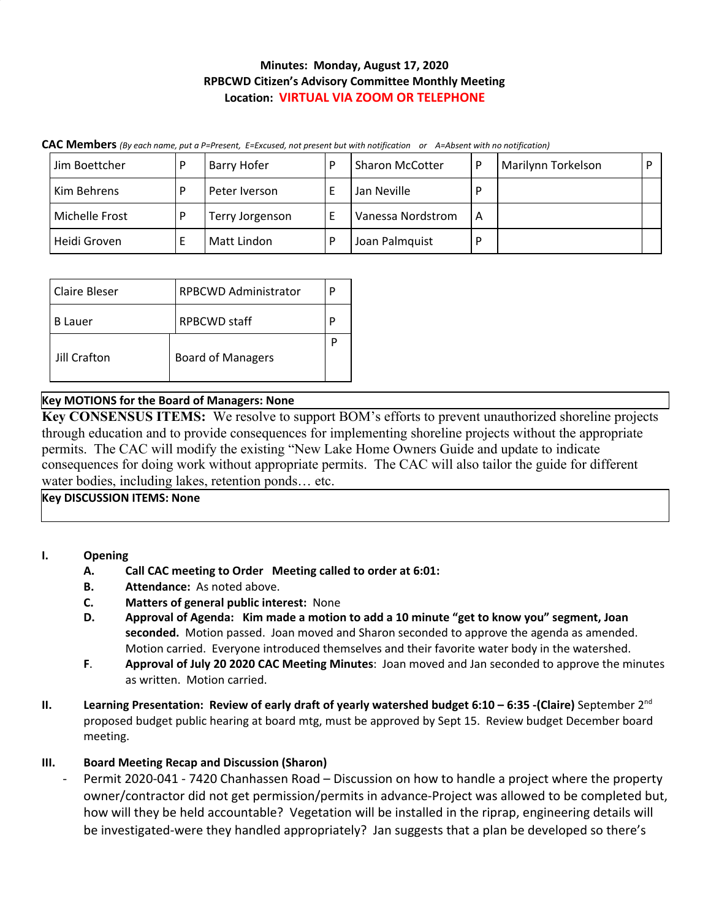**Minutes: Monday, August 17, 2020**
**RPBCWD Citizen's Advisory Committee Monthly Meeting**
**Location: VIRTUAL VIA ZOOM OR TELEPHONE**

**CAC Members** *(By each name, put a P=Present, E=Excused, not present but with notification or A=Absent with no notification)*

| | | | | | | | |
|---|---|---|---|---|---|---|---|
| Jim Boettcher | P | Barry Hofer | P | Sharon McCotter | P | Marilynn Torkelson | P |
| Kim Behrens | P | Peter Iverson | E | Jan Neville | P | | |
| Michelle Frost | P | Terry Jorgenson | E | Vanessa Nordstrom | A | | |
| Heidi Groven | E | Matt Lindon | P | Joan Palmquist | P | | |

| | | |
|---|---|---|
| Claire Bleser | RPBCWD Administrator | P |
| B Lauer | RPBCWD staff | P |
| Jill Crafton | Board of Managers | P |

**Key MOTIONS for the Board of Managers: None**

**Key CONSENSUS ITEMS:** We resolve to support BOM's efforts to prevent unauthorized shoreline projects through education and to provide consequences for implementing shoreline projects without the appropriate permits. The CAC will modify the existing "New Lake Home Owners Guide and update to indicate consequences for doing work without appropriate permits. The CAC will also tailor the guide for different water bodies, including lakes, retention ponds… etc.

**Key DISCUSSION ITEMS: None**

**I. Opening**

- **A. Call CAC meeting to Order Meeting called to order at 6:01:**
- **B. Attendance:** As noted above.
- **C. Matters of general public interest:** None
- **D. Approval of Agenda: Kim made a motion to add a 10 minute "get to know you" segment, Joan seconded.** Motion passed. Joan moved and Sharon seconded to approve the agenda as amended. Motion carried. Everyone introduced themselves and their favorite water body in the watershed.
- **F. Approval of July 20 2020 CAC Meeting Minutes**: Joan moved and Jan seconded to approve the minutes as written. Motion carried.

**II. Learning Presentation: Review of early draft of yearly watershed budget 6:10 – 6:35 -(Claire)** September 2nd proposed budget public hearing at board mtg, must be approved by Sept 15. Review budget December board meeting.

**III. Board Meeting Recap and Discussion (Sharon)**

- Permit 2020-041 - 7420 Chanhassen Road – Discussion on how to handle a project where the property owner/contractor did not get permission/permits in advance-Project was allowed to be completed but, how will they be held accountable? Vegetation will be installed in the riprap, engineering details will be investigated-were they handled appropriately? Jan suggests that a plan be developed so there's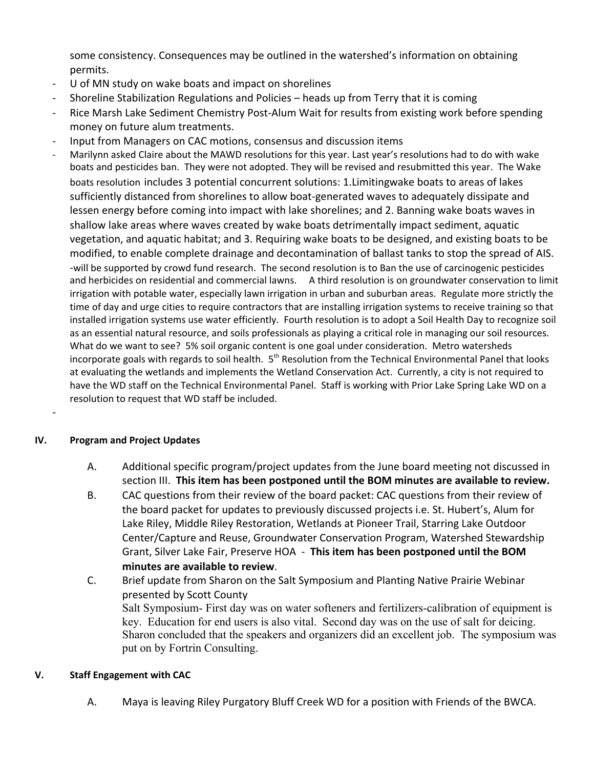some consistency. Consequences may be outlined in the watershed's information on obtaining permits.

- U of MN study on wake boats and impact on shorelines
- Shoreline Stabilization Regulations and Policies – heads up from Terry that it is coming
- Rice Marsh Lake Sediment Chemistry Post-Alum Wait for results from existing work before spending money on future alum treatments.
- Input from Managers on CAC motions, consensus and discussion items
- Marilynn asked Claire about the MAWD resolutions for this year. Last year's resolutions had to do with wake boats and pesticides ban. They were not adopted. They will be revised and resubmitted this year. The Wake boats resolution includes 3 potential concurrent solutions: 1.Limitingwake boats to areas of lakes sufficiently distanced from shorelines to allow boat-generated waves to adequately dissipate and lessen energy before coming into impact with lake shorelines; and 2. Banning wake boats waves in shallow lake areas where waves created by wake boats detrimentally impact sediment, aquatic vegetation, and aquatic habitat; and 3. Requiring wake boats to be designed, and existing boats to be modified, to enable complete drainage and decontamination of ballast tanks to stop the spread of AIS. -will be supported by crowd fund research. The second resolution is to Ban the use of carcinogenic pesticides and herbicides on residential and commercial lawns. A third resolution is on groundwater conservation to limit irrigation with potable water, especially lawn irrigation in urban and suburban areas. Regulate more strictly the time of day and urge cities to require contractors that are installing irrigation systems to receive training so that installed irrigation systems use water efficiently. Fourth resolution is to adopt a Soil Health Day to recognize soil as an essential natural resource, and soils professionals as playing a critical role in managing our soil resources. What do we want to see? 5% soil organic content is one goal under consideration. Metro watersheds incorporate goals with regards to soil health. 5th Resolution from the Technical Environmental Panel that looks at evaluating the wetlands and implements the Wetland Conservation Act. Currently, a city is not required to have the WD staff on the Technical Environmental Panel. Staff is working with Prior Lake Spring Lake WD on a resolution to request that WD staff be included.
-

## IV. Program and Project Updates

A. Additional specific program/project updates from the June board meeting not discussed in section III. **This item has been postponed until the BOM minutes are available to review.**

B. CAC questions from their review of the board packet: CAC questions from their review of the board packet for updates to previously discussed projects i.e. St. Hubert's, Alum for Lake Riley, Middle Riley Restoration, Wetlands at Pioneer Trail, Starring Lake Outdoor Center/Capture and Reuse, Groundwater Conservation Program, Watershed Stewardship Grant, Silver Lake Fair, Preserve HOA - **This item has been postponed until the BOM minutes are available to review**.

C. Brief update from Sharon on the Salt Symposium and Planting Native Prairie Webinar presented by Scott County
Salt Symposium- First day was on water softeners and fertilizers-calibration of equipment is key. Education for end users is also vital. Second day was on the use of salt for deicing. Sharon concluded that the speakers and organizers did an excellent job. The symposium was put on by Fortrin Consulting.

## V. Staff Engagement with CAC

A. Maya is leaving Riley Purgatory Bluff Creek WD for a position with Friends of the BWCA.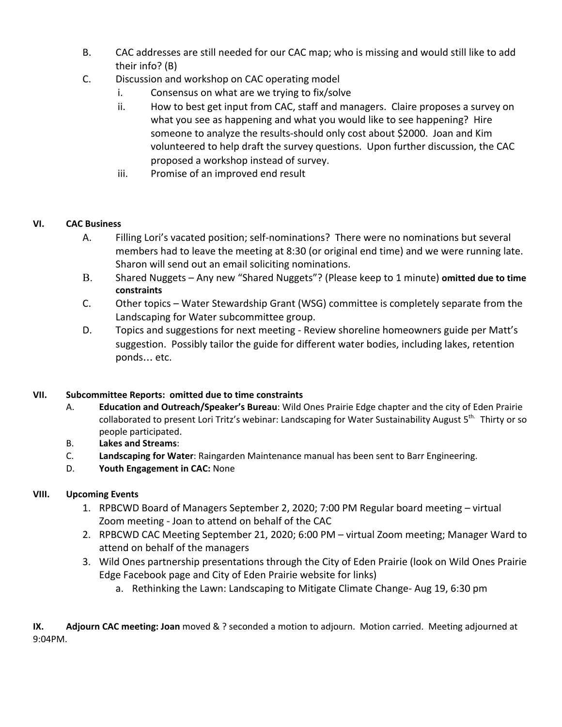B. CAC addresses are still needed for our CAC map; who is missing and would still like to add their info? (B)

C. Discussion and workshop on CAC operating model

   i. Consensus on what are we trying to fix/solve

   ii. How to best get input from CAC, staff and managers. Claire proposes a survey on what you see as happening and what you would like to see happening? Hire someone to analyze the results-should only cost about $2000. Joan and Kim volunteered to help draft the survey questions. Upon further discussion, the CAC proposed a workshop instead of survey.

   iii. Promise of an improved end result

**VI. CAC Business**

A. Filling Lori's vacated position; self-nominations? There were no nominations but several members had to leave the meeting at 8:30 (or original end time) and we were running late. Sharon will send out an email soliciting nominations.

B. Shared Nuggets – Any new "Shared Nuggets"? (Please keep to 1 minute) **omitted due to time constraints**

C. Other topics – Water Stewardship Grant (WSG) committee is completely separate from the Landscaping for Water subcommittee group.

D. Topics and suggestions for next meeting - Review shoreline homeowners guide per Matt's suggestion. Possibly tailor the guide for different water bodies, including lakes, retention ponds… etc.

**VII. Subcommittee Reports: omitted due to time constraints**

A. **Education and Outreach/Speaker's Bureau**: Wild Ones Prairie Edge chapter and the city of Eden Prairie collaborated to present Lori Tritz's webinar: Landscaping for Water Sustainability August 5th. Thirty or so people participated.

B. **Lakes and Streams**:

C. **Landscaping for Water**: Raingarden Maintenance manual has been sent to Barr Engineering.

D. **Youth Engagement in CAC:** None

**VIII. Upcoming Events**

1. RPBCWD Board of Managers September 2, 2020; 7:00 PM Regular board meeting – virtual Zoom meeting - Joan to attend on behalf of the CAC
2. RPBCWD CAC Meeting September 21, 2020; 6:00 PM – virtual Zoom meeting; Manager Ward to attend on behalf of the managers
3. Wild Ones partnership presentations through the City of Eden Prairie (look on Wild Ones Prairie Edge Facebook page and City of Eden Prairie website for links)
   a. Rethinking the Lawn: Landscaping to Mitigate Climate Change- Aug 19, 6:30 pm

**IX. Adjourn CAC meeting: Joan** moved & ? seconded a motion to adjourn. Motion carried. Meeting adjourned at 9:04PM.